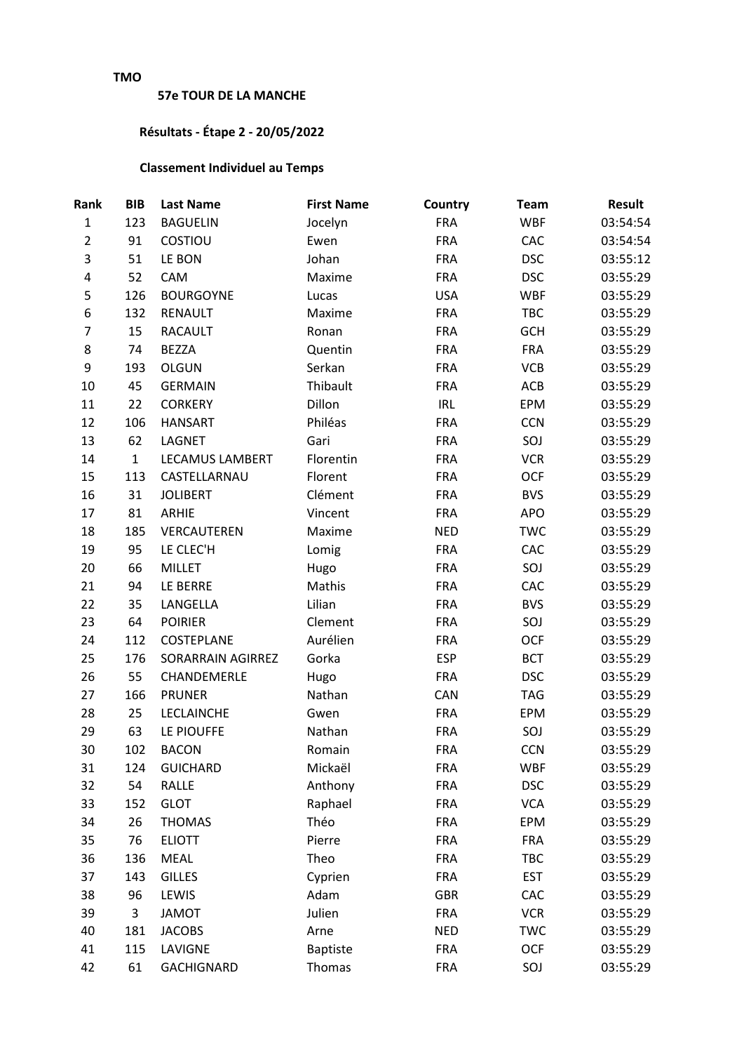**TMO**

# 57e TOUR DE LA MANCHE

## Résultats - Étape 2 - 20/05/2022

### Classement Individuel au Temps

| Rank | BIB | Last Name | First Name | Country | Team | Result |
|---|---|---|---|---|---|---|
| 1 | 123 | BAGUELIN | Jocelyn | FRA | WBF | 03:54:54 |
| 2 | 91 | COSTIOU | Ewen | FRA | CAC | 03:54:54 |
| 3 | 51 | LE BON | Johan | FRA | DSC | 03:55:12 |
| 4 | 52 | CAM | Maxime | FRA | DSC | 03:55:29 |
| 5 | 126 | BOURGOYNE | Lucas | USA | WBF | 03:55:29 |
| 6 | 132 | RENAULT | Maxime | FRA | TBC | 03:55:29 |
| 7 | 15 | RACAULT | Ronan | FRA | GCH | 03:55:29 |
| 8 | 74 | BEZZA | Quentin | FRA | FRA | 03:55:29 |
| 9 | 193 | OLGUN | Serkan | FRA | VCB | 03:55:29 |
| 10 | 45 | GERMAIN | Thibault | FRA | ACB | 03:55:29 |
| 11 | 22 | CORKERY | Dillon | IRL | EPM | 03:55:29 |
| 12 | 106 | HANSART | Philéas | FRA | CCN | 03:55:29 |
| 13 | 62 | LAGNET | Gari | FRA | SOJ | 03:55:29 |
| 14 | 1 | LECAMUS LAMBERT | Florentin | FRA | VCR | 03:55:29 |
| 15 | 113 | CASTELLARNAU | Florent | FRA | OCF | 03:55:29 |
| 16 | 31 | JOLIBERT | Clément | FRA | BVS | 03:55:29 |
| 17 | 81 | ARHIE | Vincent | FRA | APO | 03:55:29 |
| 18 | 185 | VERCAUTEREN | Maxime | NED | TWC | 03:55:29 |
| 19 | 95 | LE CLEC'H | Lomig | FRA | CAC | 03:55:29 |
| 20 | 66 | MILLET | Hugo | FRA | SOJ | 03:55:29 |
| 21 | 94 | LE BERRE | Mathis | FRA | CAC | 03:55:29 |
| 22 | 35 | LANGELLA | Lilian | FRA | BVS | 03:55:29 |
| 23 | 64 | POIRIER | Clement | FRA | SOJ | 03:55:29 |
| 24 | 112 | COSTEPLANE | Aurélien | FRA | OCF | 03:55:29 |
| 25 | 176 | SORARRAIN AGIRREZ | Gorka | ESP | BCT | 03:55:29 |
| 26 | 55 | CHANDEMERLE | Hugo | FRA | DSC | 03:55:29 |
| 27 | 166 | PRUNER | Nathan | CAN | TAG | 03:55:29 |
| 28 | 25 | LECLAINCHE | Gwen | FRA | EPM | 03:55:29 |
| 29 | 63 | LE PIOUFFE | Nathan | FRA | SOJ | 03:55:29 |
| 30 | 102 | BACON | Romain | FRA | CCN | 03:55:29 |
| 31 | 124 | GUICHARD | Mickaël | FRA | WBF | 03:55:29 |
| 32 | 54 | RALLE | Anthony | FRA | DSC | 03:55:29 |
| 33 | 152 | GLOT | Raphael | FRA | VCA | 03:55:29 |
| 34 | 26 | THOMAS | Théo | FRA | EPM | 03:55:29 |
| 35 | 76 | ELIOTT | Pierre | FRA | FRA | 03:55:29 |
| 36 | 136 | MEAL | Theo | FRA | TBC | 03:55:29 |
| 37 | 143 | GILLES | Cyprien | FRA | EST | 03:55:29 |
| 38 | 96 | LEWIS | Adam | GBR | CAC | 03:55:29 |
| 39 | 3 | JAMOT | Julien | FRA | VCR | 03:55:29 |
| 40 | 181 | JACOBS | Arne | NED | TWC | 03:55:29 |
| 41 | 115 | LAVIGNE | Baptiste | FRA | OCF | 03:55:29 |
| 42 | 61 | GACHIGNARD | Thomas | FRA | SOJ | 03:55:29 |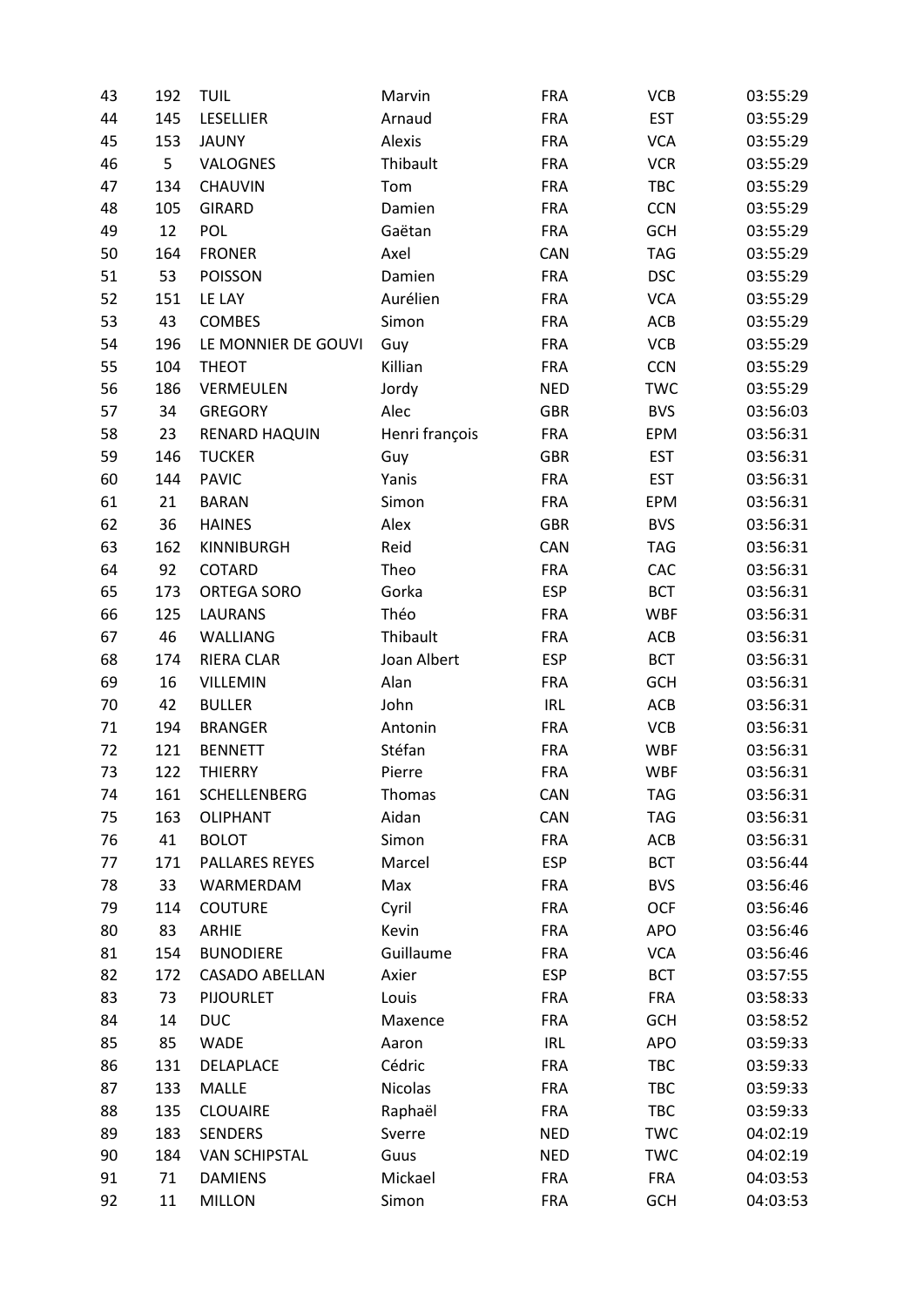| | | | | | | |
|---|---|---|---|---|---|---|
| 43 | 192 | TUIL | Marvin | FRA | VCB | 03:55:29 |
| 44 | 145 | LESELLIER | Arnaud | FRA | EST | 03:55:29 |
| 45 | 153 | JAUNY | Alexis | FRA | VCA | 03:55:29 |
| 46 | 5 | VALOGNES | Thibault | FRA | VCR | 03:55:29 |
| 47 | 134 | CHAUVIN | Tom | FRA | TBC | 03:55:29 |
| 48 | 105 | GIRARD | Damien | FRA | CCN | 03:55:29 |
| 49 | 12 | POL | Gaëtan | FRA | GCH | 03:55:29 |
| 50 | 164 | FRONER | Axel | CAN | TAG | 03:55:29 |
| 51 | 53 | POISSON | Damien | FRA | DSC | 03:55:29 |
| 52 | 151 | LE LAY | Aurélien | FRA | VCA | 03:55:29 |
| 53 | 43 | COMBES | Simon | FRA | ACB | 03:55:29 |
| 54 | 196 | LE MONNIER DE GOUVI | Guy | FRA | VCB | 03:55:29 |
| 55 | 104 | THEOT | Killian | FRA | CCN | 03:55:29 |
| 56 | 186 | VERMEULEN | Jordy | NED | TWC | 03:55:29 |
| 57 | 34 | GREGORY | Alec | GBR | BVS | 03:56:03 |
| 58 | 23 | RENARD HAQUIN | Henri françois | FRA | EPM | 03:56:31 |
| 59 | 146 | TUCKER | Guy | GBR | EST | 03:56:31 |
| 60 | 144 | PAVIC | Yanis | FRA | EST | 03:56:31 |
| 61 | 21 | BARAN | Simon | FRA | EPM | 03:56:31 |
| 62 | 36 | HAINES | Alex | GBR | BVS | 03:56:31 |
| 63 | 162 | KINNIBURGH | Reid | CAN | TAG | 03:56:31 |
| 64 | 92 | COTARD | Theo | FRA | CAC | 03:56:31 |
| 65 | 173 | ORTEGA SORO | Gorka | ESP | BCT | 03:56:31 |
| 66 | 125 | LAURANS | Théo | FRA | WBF | 03:56:31 |
| 67 | 46 | WALLIANG | Thibault | FRA | ACB | 03:56:31 |
| 68 | 174 | RIERA CLAR | Joan Albert | ESP | BCT | 03:56:31 |
| 69 | 16 | VILLEMIN | Alan | FRA | GCH | 03:56:31 |
| 70 | 42 | BULLER | John | IRL | ACB | 03:56:31 |
| 71 | 194 | BRANGER | Antonin | FRA | VCB | 03:56:31 |
| 72 | 121 | BENNETT | Stéfan | FRA | WBF | 03:56:31 |
| 73 | 122 | THIERRY | Pierre | FRA | WBF | 03:56:31 |
| 74 | 161 | SCHELLENBERG | Thomas | CAN | TAG | 03:56:31 |
| 75 | 163 | OLIPHANT | Aidan | CAN | TAG | 03:56:31 |
| 76 | 41 | BOLOT | Simon | FRA | ACB | 03:56:31 |
| 77 | 171 | PALLARES REYES | Marcel | ESP | BCT | 03:56:44 |
| 78 | 33 | WARMERDAM | Max | FRA | BVS | 03:56:46 |
| 79 | 114 | COUTURE | Cyril | FRA | OCF | 03:56:46 |
| 80 | 83 | ARHIE | Kevin | FRA | APO | 03:56:46 |
| 81 | 154 | BUNODIERE | Guillaume | FRA | VCA | 03:56:46 |
| 82 | 172 | CASADO ABELLAN | Axier | ESP | BCT | 03:57:55 |
| 83 | 73 | PIJOURLET | Louis | FRA | FRA | 03:58:33 |
| 84 | 14 | DUC | Maxence | FRA | GCH | 03:58:52 |
| 85 | 85 | WADE | Aaron | IRL | APO | 03:59:33 |
| 86 | 131 | DELAPLACE | Cédric | FRA | TBC | 03:59:33 |
| 87 | 133 | MALLE | Nicolas | FRA | TBC | 03:59:33 |
| 88 | 135 | CLOUAIRE | Raphaël | FRA | TBC | 03:59:33 |
| 89 | 183 | SENDERS | Sverre | NED | TWC | 04:02:19 |
| 90 | 184 | VAN SCHIPSTAL | Guus | NED | TWC | 04:02:19 |
| 91 | 71 | DAMIENS | Mickael | FRA | FRA | 04:03:53 |
| 92 | 11 | MILLON | Simon | FRA | GCH | 04:03:53 |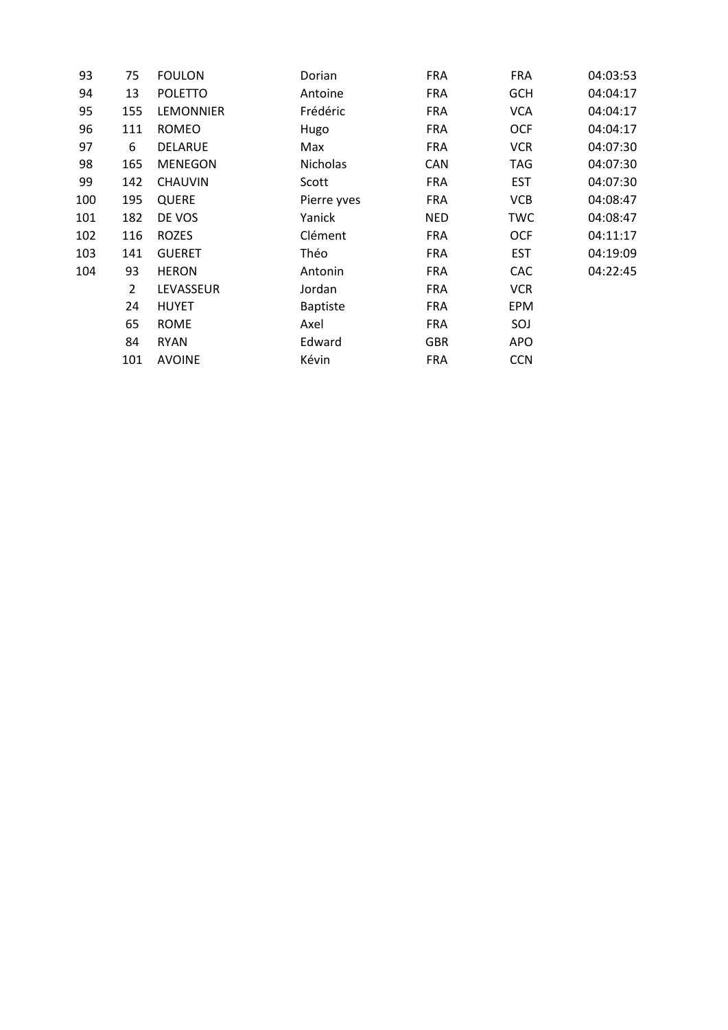| | | | | | | |
|---|---|---|---|---|---|---|
| 93 | 75 | FOULON | Dorian | FRA | FRA | 04:03:53 |
| 94 | 13 | POLETTO | Antoine | FRA | GCH | 04:04:17 |
| 95 | 155 | LEMONNIER | Frédéric | FRA | VCA | 04:04:17 |
| 96 | 111 | ROMEO | Hugo | FRA | OCF | 04:04:17 |
| 97 | 6 | DELARUE | Max | FRA | VCR | 04:07:30 |
| 98 | 165 | MENEGON | Nicholas | CAN | TAG | 04:07:30 |
| 99 | 142 | CHAUVIN | Scott | FRA | EST | 04:07:30 |
| 100 | 195 | QUERE | Pierre yves | FRA | VCB | 04:08:47 |
| 101 | 182 | DE VOS | Yanick | NED | TWC | 04:08:47 |
| 102 | 116 | ROZES | Clément | FRA | OCF | 04:11:17 |
| 103 | 141 | GUERET | Théo | FRA | EST | 04:19:09 |
| 104 | 93 | HERON | Antonin | FRA | CAC | 04:22:45 |
| | 2 | LEVASSEUR | Jordan | FRA | VCR | |
| | 24 | HUYET | Baptiste | FRA | EPM | |
| | 65 | ROME | Axel | FRA | SOJ | |
| | 84 | RYAN | Edward | GBR | APO | |
| | 101 | AVOINE | Kévin | FRA | CCN | |